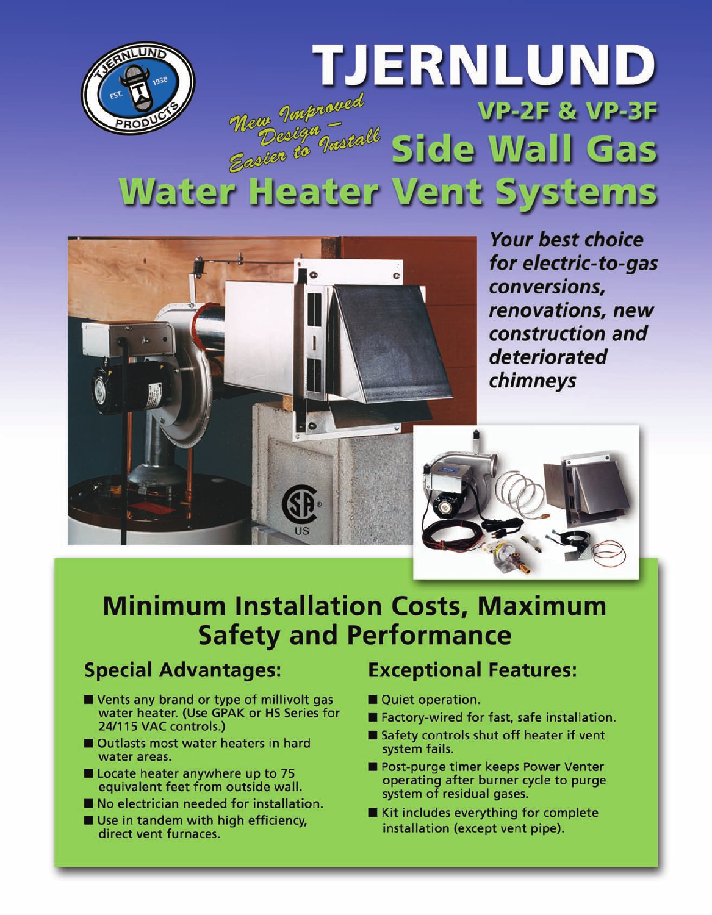# TJERNLUND

*New Improved Design — Easier to Install*

## VP-2F & VP-3F Side Wall Gas Water Heater Vent Systems

***Your best choice for electric-to-gas conversions, renovations, new construction and deteriorated chimneys***

## Minimum Installation Costs, Maximum Safety and Performance

### Special Advantages:

- Vents any brand or type of millivolt gas water heater. (Use GPAK or HS Series for 24/115 VAC controls.)
- Outlasts most water heaters in hard water areas.
- Locate heater anywhere up to 75 equivalent feet from outside wall.
- No electrician needed for installation.
- Use in tandem with high efficiency, direct vent furnaces.

### Exceptional Features:

- Quiet operation.
- Factory-wired for fast, safe installation.
- Safety controls shut off heater if vent system fails.
- Post-purge timer keeps Power Venter operating after burner cycle to purge system of residual gases.
- Kit includes everything for complete installation (except vent pipe).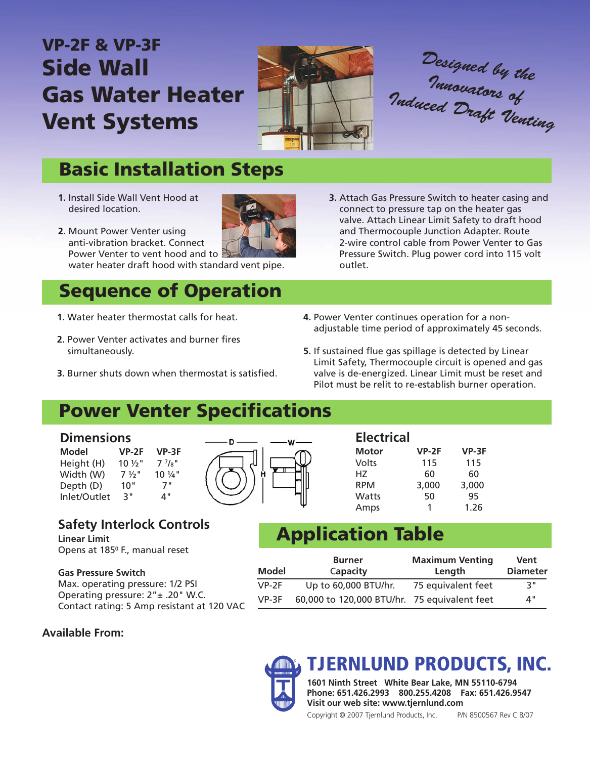# VP-2F & VP-3F
# Side Wall Gas Water Heater Vent Systems

*Designed by the Innovators of Induced Draft Venting*

## Basic Installation Steps

1. Install Side Wall Vent Hood at desired location.
2. Mount Power Venter using anti-vibration bracket. Connect Power Venter to vent hood and to water heater draft hood with standard vent pipe.
3. Attach Gas Pressure Switch to heater casing and connect to pressure tap on the heater gas valve. Attach Linear Limit Safety to draft hood and Thermocouple Junction Adapter. Route 2-wire control cable from Power Venter to Gas Pressure Switch. Plug power cord into 115 volt outlet.

## Sequence of Operation

1. Water heater thermostat calls for heat.
2. Power Venter activates and burner fires simultaneously.
3. Burner shuts down when thermostat is satisfied.
4. Power Venter continues operation for a non-adjustable time period of approximately 45 seconds.
5. If sustained flue gas spillage is detected by Linear Limit Safety, Thermocouple circuit is opened and gas valve is de-energized. Linear Limit must be reset and Pilot must be relit to re-establish burner operation.

## Power Venter Specifications

### Dimensions

| Model | VP-2F | VP-3F |
|---|---|---|
| Height (H) | 10 ½" | 7 ⁷⁄₈" |
| Width (W) | 7 ½" | 10 ¼" |
| Depth (D) | 10" | 7" |
| Inlet/Outlet | 3" | 4" |

D
W
H

### Electrical

| Motor | VP-2F | VP-3F |
|---|---|---|
| Volts | 115 | 115 |
| HZ | 60 | 60 |
| RPM | 3,000 | 3,000 |
| Watts | 50 | 95 |
| Amps | 1 | 1.26 |

### Safety Interlock Controls

**Linear Limit**
Opens at 185° F., manual reset

**Gas Pressure Switch**
Max. operating pressure: 1/2 PSI
Operating pressure: 2"± .20" W.C.
Contact rating: 5 Amp resistant at 120 VAC

## Application Table

| Model | Burner Capacity | Maximum Venting Length | Vent Diameter |
|---|---|---|---|
| VP-2F | Up to 60,000 BTU/hr. | 75 equivalent feet | 3" |
| VP-3F | 60,000 to 120,000 BTU/hr. | 75 equivalent feet | 4" |

**Available From:**

**TJERNLUND PRODUCTS, INC.**
**1601 Ninth Street White Bear Lake, MN 55110-6794**
**Phone: 651.426.2993 800.255.4208 Fax: 651.426.9547**
**Visit our web site: www.tjernlund.com**
Copyright © 2007 Tjernlund Products, Inc. P/N 8500567 Rev C 8/07